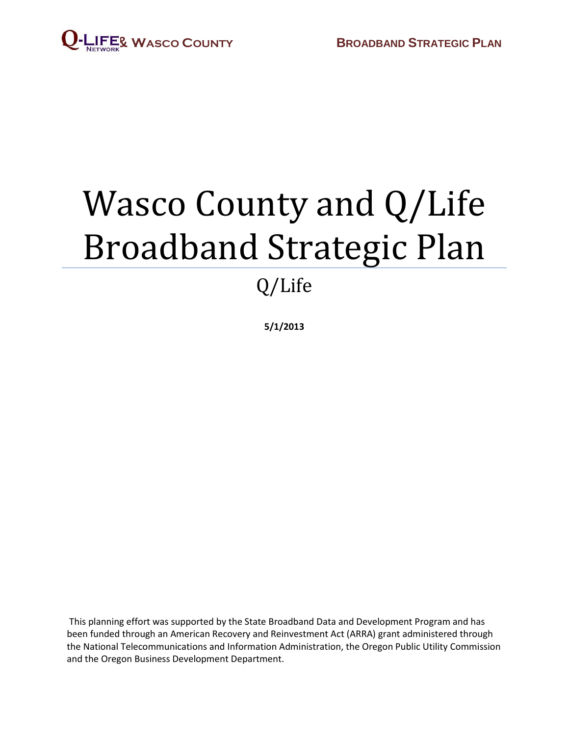# Wasco County and Q/Life Broadband Strategic Plan

## Q/Life

**5/1/2013**

This planning effort was supported by the State Broadband Data and Development Program and has been funded through an American Recovery and Reinvestment Act (ARRA) grant administered through the National Telecommunications and Information Administration, the Oregon Public Utility Commission and the Oregon Business Development Department.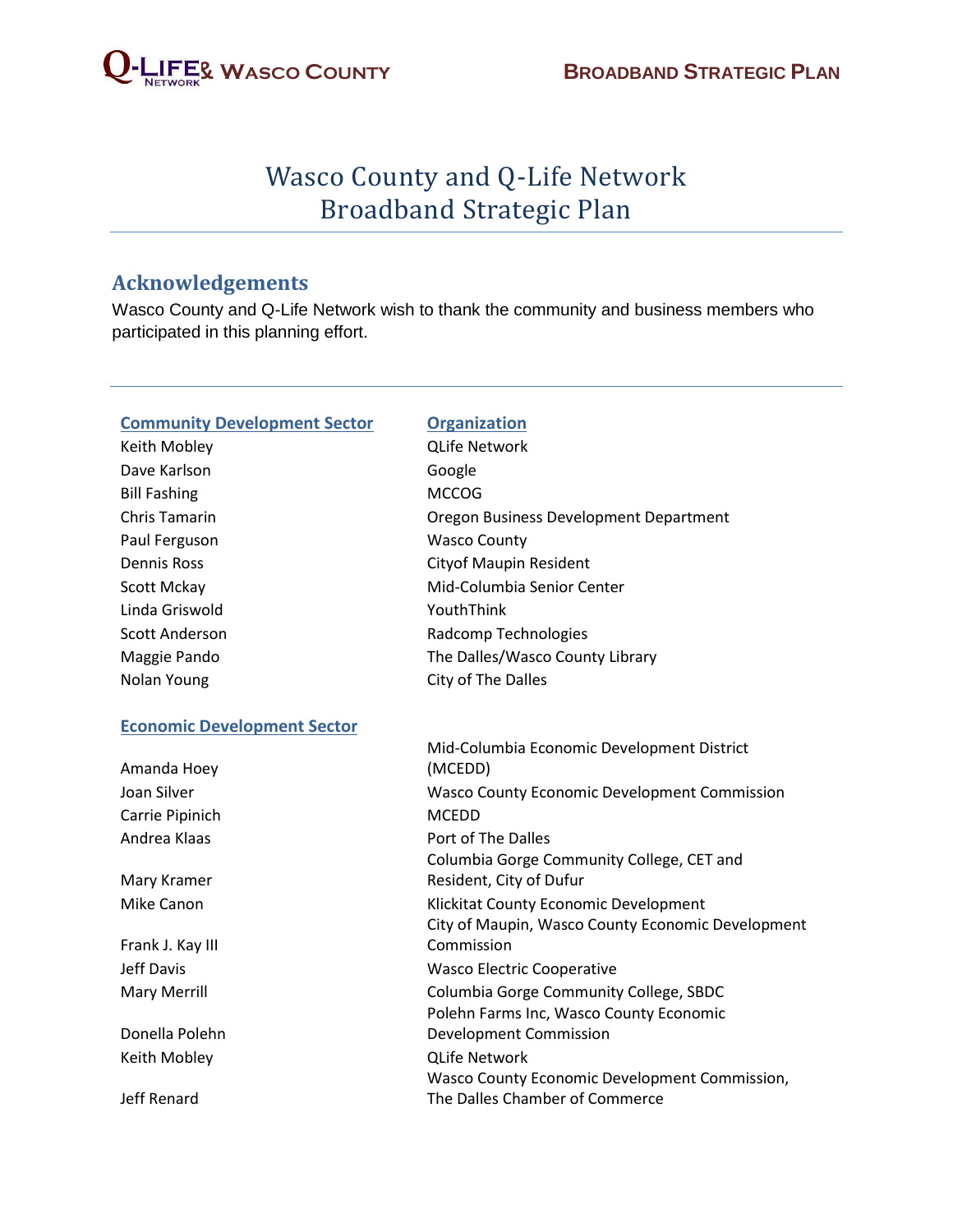# Wasco County and Q-Life Network Broadband Strategic Plan

## Acknowledgements

Wasco County and Q-Life Network wish to thank the community and business members who participated in this planning effort.

| Community Development Sector | Organization |
|---|---|
| Keith Mobley | QLife Network |
| Dave Karlson | Google |
| Bill Fashing | MCCOG |
| Chris Tamarin | Oregon Business Development Department |
| Paul Ferguson | Wasco County |
| Dennis Ross | Cityof Maupin Resident |
| Scott Mckay | Mid-Columbia Senior Center |
| Linda Griswold | YouthThink |
| Scott Anderson | Radcomp Technologies |
| Maggie Pando | The Dalles/Wasco County Library |
| Nolan Young | City of The Dalles |

| Economic Development Sector | |
|---|---|
| Amanda Hoey | Mid-Columbia Economic Development District (MCEDD) |
| Joan Silver | Wasco County Economic Development Commission |
| Carrie Pipinich | MCEDD |
| Andrea Klaas | Port of The Dalles |
| Mary Kramer | Columbia Gorge Community College, CET and Resident, City of Dufur |
| Mike Canon | Klickitat County Economic Development |
| Frank J. Kay III | City of Maupin, Wasco County Economic Development Commission |
| Jeff Davis | Wasco Electric Cooperative |
| Mary Merrill | Columbia Gorge Community College, SBDC |
| Donella Polehn | Polehn Farms Inc, Wasco County Economic Development Commission |
| Keith Mobley | QLife Network |
| Jeff Renard | Wasco County Economic Development Commission, The Dalles Chamber of Commerce |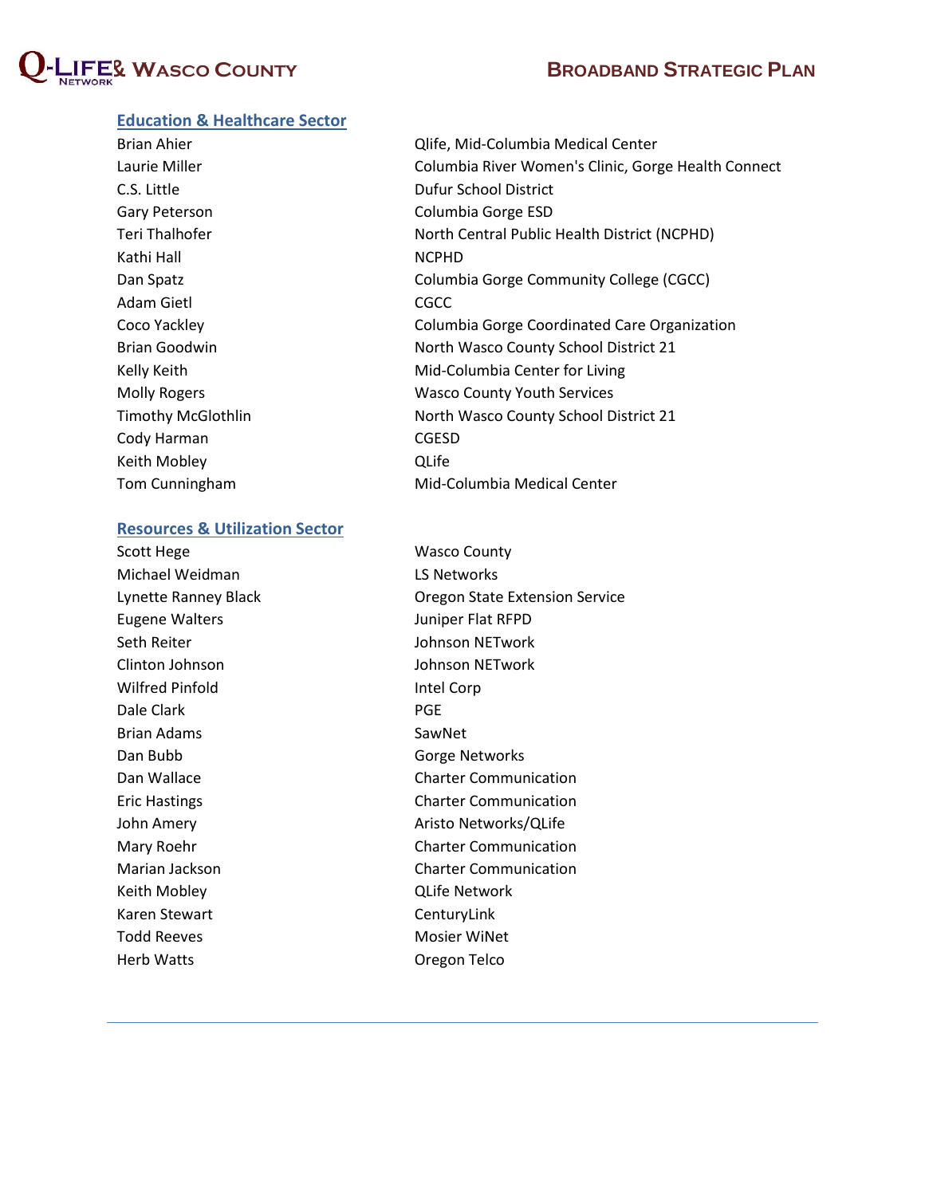## Education & Healthcare Sector

| | |
|---|---|
| Brian Ahier | Qlife, Mid-Columbia Medical Center |
| Laurie Miller | Columbia River Women's Clinic, Gorge Health Connect |
| C.S. Little | Dufur School District |
| Gary Peterson | Columbia Gorge ESD |
| Teri Thalhofer | North Central Public Health District (NCPHD) |
| Kathi Hall | NCPHD |
| Dan Spatz | Columbia Gorge Community College (CGCC) |
| Adam Gietl | CGCC |
| Coco Yackley | Columbia Gorge Coordinated Care Organization |
| Brian Goodwin | North Wasco County School District 21 |
| Kelly Keith | Mid-Columbia Center for Living |
| Molly Rogers | Wasco County Youth Services |
| Timothy McGlothlin | North Wasco County School District 21 |
| Cody Harman | CGESD |
| Keith Mobley | QLife |
| Tom Cunningham | Mid-Columbia Medical Center |

## Resources & Utilization Sector

| | |
|---|---|
| Scott Hege | Wasco County |
| Michael Weidman | LS Networks |
| Lynette Ranney Black | Oregon State Extension Service |
| Eugene Walters | Juniper Flat RFPD |
| Seth Reiter | Johnson NETwork |
| Clinton Johnson | Johnson NETwork |
| Wilfred Pinfold | Intel Corp |
| Dale Clark | PGE |
| Brian Adams | SawNet |
| Dan Bubb | Gorge Networks |
| Dan Wallace | Charter Communication |
| Eric Hastings | Charter Communication |
| John Amery | Aristo Networks/QLife |
| Mary Roehr | Charter Communication |
| Marian Jackson | Charter Communication |
| Keith Mobley | QLife Network |
| Karen Stewart | CenturyLink |
| Todd Reeves | Mosier WiNet |
| Herb Watts | Oregon Telco |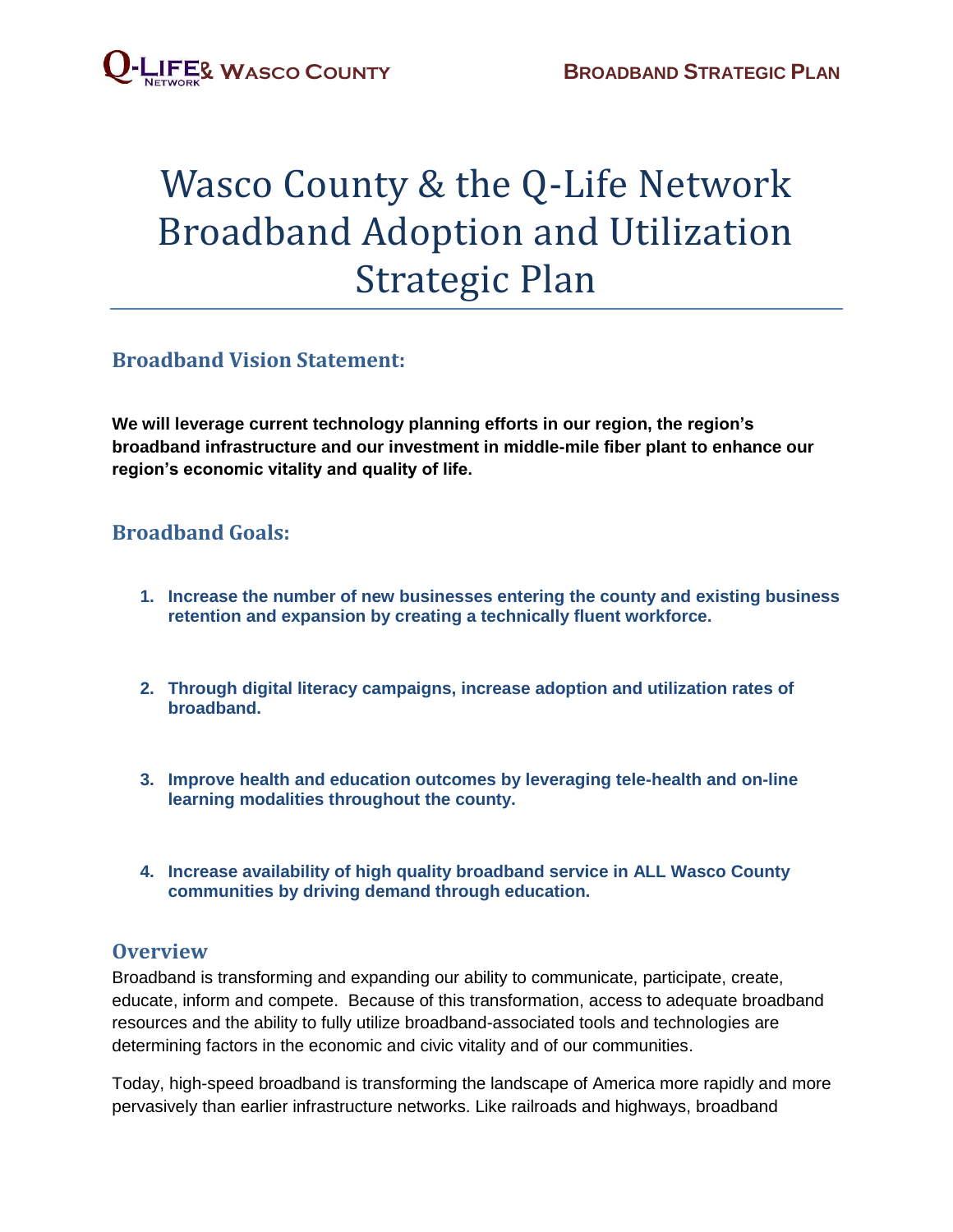# Wasco County & the Q-Life Network Broadband Adoption and Utilization Strategic Plan

## Broadband Vision Statement:

**We will leverage current technology planning efforts in our region, the region's broadband infrastructure and our investment in middle-mile fiber plant to enhance our region's economic vitality and quality of life.**

## Broadband Goals:

1. **Increase the number of new businesses entering the county and existing business retention and expansion by creating a technically fluent workforce.**

2. **Through digital literacy campaigns, increase adoption and utilization rates of broadband.**

3. **Improve health and education outcomes by leveraging tele-health and on-line learning modalities throughout the county.**

4. **Increase availability of high quality broadband service in ALL Wasco County communities by driving demand through education.**

## Overview

Broadband is transforming and expanding our ability to communicate, participate, create, educate, inform and compete. Because of this transformation, access to adequate broadband resources and the ability to fully utilize broadband-associated tools and technologies are determining factors in the economic and civic vitality and of our communities.

Today, high-speed broadband is transforming the landscape of America more rapidly and more pervasively than earlier infrastructure networks. Like railroads and highways, broadband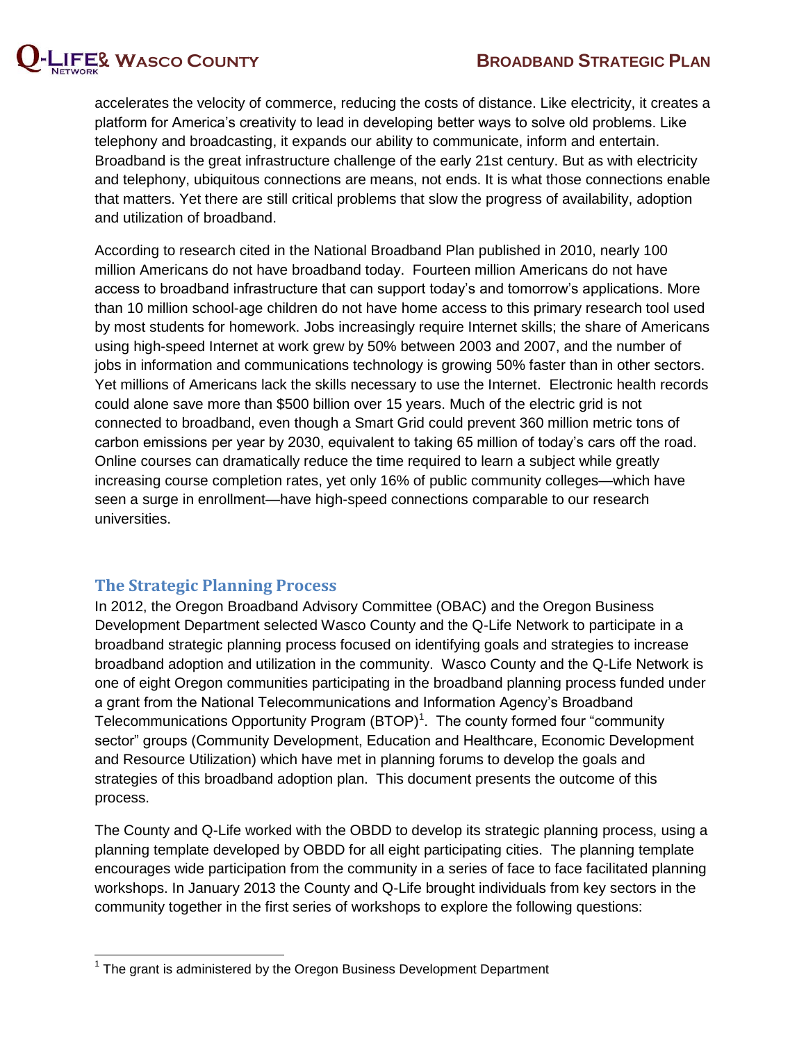accelerates the velocity of commerce, reducing the costs of distance. Like electricity, it creates a platform for America's creativity to lead in developing better ways to solve old problems. Like telephony and broadcasting, it expands our ability to communicate, inform and entertain. Broadband is the great infrastructure challenge of the early 21st century. But as with electricity and telephony, ubiquitous connections are means, not ends. It is what those connections enable that matters. Yet there are still critical problems that slow the progress of availability, adoption and utilization of broadband.

According to research cited in the National Broadband Plan published in 2010, nearly 100 million Americans do not have broadband today. Fourteen million Americans do not have access to broadband infrastructure that can support today's and tomorrow's applications. More than 10 million school-age children do not have home access to this primary research tool used by most students for homework. Jobs increasingly require Internet skills; the share of Americans using high-speed Internet at work grew by 50% between 2003 and 2007, and the number of jobs in information and communications technology is growing 50% faster than in other sectors. Yet millions of Americans lack the skills necessary to use the Internet. Electronic health records could alone save more than $500 billion over 15 years. Much of the electric grid is not connected to broadband, even though a Smart Grid could prevent 360 million metric tons of carbon emissions per year by 2030, equivalent to taking 65 million of today's cars off the road. Online courses can dramatically reduce the time required to learn a subject while greatly increasing course completion rates, yet only 16% of public community colleges—which have seen a surge in enrollment—have high-speed connections comparable to our research universities.

## The Strategic Planning Process

In 2012, the Oregon Broadband Advisory Committee (OBAC) and the Oregon Business Development Department selected Wasco County and the Q-Life Network to participate in a broadband strategic planning process focused on identifying goals and strategies to increase broadband adoption and utilization in the community. Wasco County and the Q-Life Network is one of eight Oregon communities participating in the broadband planning process funded under a grant from the National Telecommunications and Information Agency's Broadband Telecommunications Opportunity Program (BTOP)[1]. The county formed four "community sector" groups (Community Development, Education and Healthcare, Economic Development and Resource Utilization) which have met in planning forums to develop the goals and strategies of this broadband adoption plan. This document presents the outcome of this process.

The County and Q-Life worked with the OBDD to develop its strategic planning process, using a planning template developed by OBDD for all eight participating cities. The planning template encourages wide participation from the community in a series of face to face facilitated planning workshops. In January 2013 the County and Q-Life brought individuals from key sectors in the community together in the first series of workshops to explore the following questions:

---

[1] The grant is administered by the Oregon Business Development Department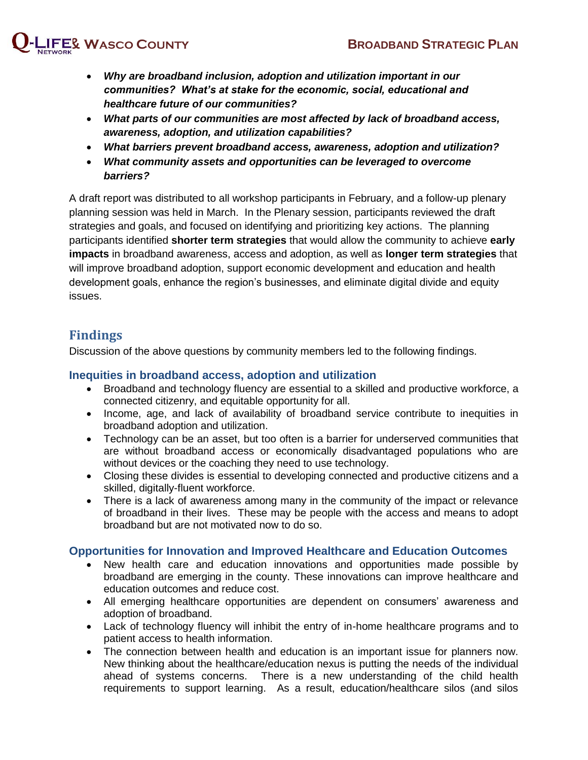- ***Why are broadband inclusion, adoption and utilization important in our communities? What's at stake for the economic, social, educational and healthcare future of our communities?***
- ***What parts of our communities are most affected by lack of broadband access, awareness, adoption, and utilization capabilities?***
- ***What barriers prevent broadband access, awareness, adoption and utilization?***
- ***What community assets and opportunities can be leveraged to overcome barriers?***

A draft report was distributed to all workshop participants in February, and a follow-up plenary planning session was held in March. In the Plenary session, participants reviewed the draft strategies and goals, and focused on identifying and prioritizing key actions. The planning participants identified **shorter term strategies** that would allow the community to achieve **early impacts** in broadband awareness, access and adoption, as well as **longer term strategies** that will improve broadband adoption, support economic development and education and health development goals, enhance the region's businesses, and eliminate digital divide and equity issues.

## Findings

Discussion of the above questions by community members led to the following findings.

### Inequities in broadband access, adoption and utilization

- Broadband and technology fluency are essential to a skilled and productive workforce, a connected citizenry, and equitable opportunity for all.
- Income, age, and lack of availability of broadband service contribute to inequities in broadband adoption and utilization.
- Technology can be an asset, but too often is a barrier for underserved communities that are without broadband access or economically disadvantaged populations who are without devices or the coaching they need to use technology.
- Closing these divides is essential to developing connected and productive citizens and a skilled, digitally-fluent workforce.
- There is a lack of awareness among many in the community of the impact or relevance of broadband in their lives. These may be people with the access and means to adopt broadband but are not motivated now to do so.

### Opportunities for Innovation and Improved Healthcare and Education Outcomes

- New health care and education innovations and opportunities made possible by broadband are emerging in the county. These innovations can improve healthcare and education outcomes and reduce cost.
- All emerging healthcare opportunities are dependent on consumers' awareness and adoption of broadband.
- Lack of technology fluency will inhibit the entry of in-home healthcare programs and to patient access to health information.
- The connection between health and education is an important issue for planners now. New thinking about the healthcare/education nexus is putting the needs of the individual ahead of systems concerns. There is a new understanding of the child health requirements to support learning. As a result, education/healthcare silos (and silos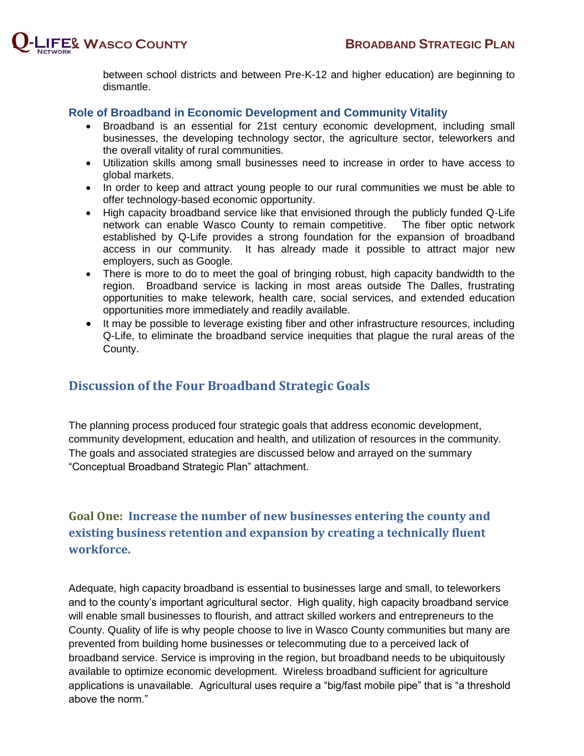between school districts and between Pre-K-12 and higher education) are beginning to dismantle.

### Role of Broadband in Economic Development and Community Vitality

- Broadband is an essential for 21st century economic development, including small businesses, the developing technology sector, the agriculture sector, teleworkers and the overall vitality of rural communities.
- Utilization skills among small businesses need to increase in order to have access to global markets.
- In order to keep and attract young people to our rural communities we must be able to offer technology-based economic opportunity.
- High capacity broadband service like that envisioned through the publicly funded Q-Life network can enable Wasco County to remain competitive. The fiber optic network established by Q-Life provides a strong foundation for the expansion of broadband access in our community. It has already made it possible to attract major new employers, such as Google.
- There is more to do to meet the goal of bringing robust, high capacity bandwidth to the region. Broadband service is lacking in most areas outside The Dalles, frustrating opportunities to make telework, health care, social services, and extended education opportunities more immediately and readily available.
- It may be possible to leverage existing fiber and other infrastructure resources, including Q-Life, to eliminate the broadband service inequities that plague the rural areas of the County.

## Discussion of the Four Broadband Strategic Goals

The planning process produced four strategic goals that address economic development, community development, education and health, and utilization of resources in the community. The goals and associated strategies are discussed below and arrayed on the summary "Conceptual Broadband Strategic Plan" attachment.

## Goal One: Increase the number of new businesses entering the county and existing business retention and expansion by creating a technically fluent workforce.

Adequate, high capacity broadband is essential to businesses large and small, to teleworkers and to the county's important agricultural sector. High quality, high capacity broadband service will enable small businesses to flourish, and attract skilled workers and entrepreneurs to the County. Quality of life is why people choose to live in Wasco County communities but many are prevented from building home businesses or telecommuting due to a perceived lack of broadband service. Service is improving in the region, but broadband needs to be ubiquitously available to optimize economic development. Wireless broadband sufficient for agriculture applications is unavailable. Agricultural uses require a "big/fast mobile pipe" that is "a threshold above the norm."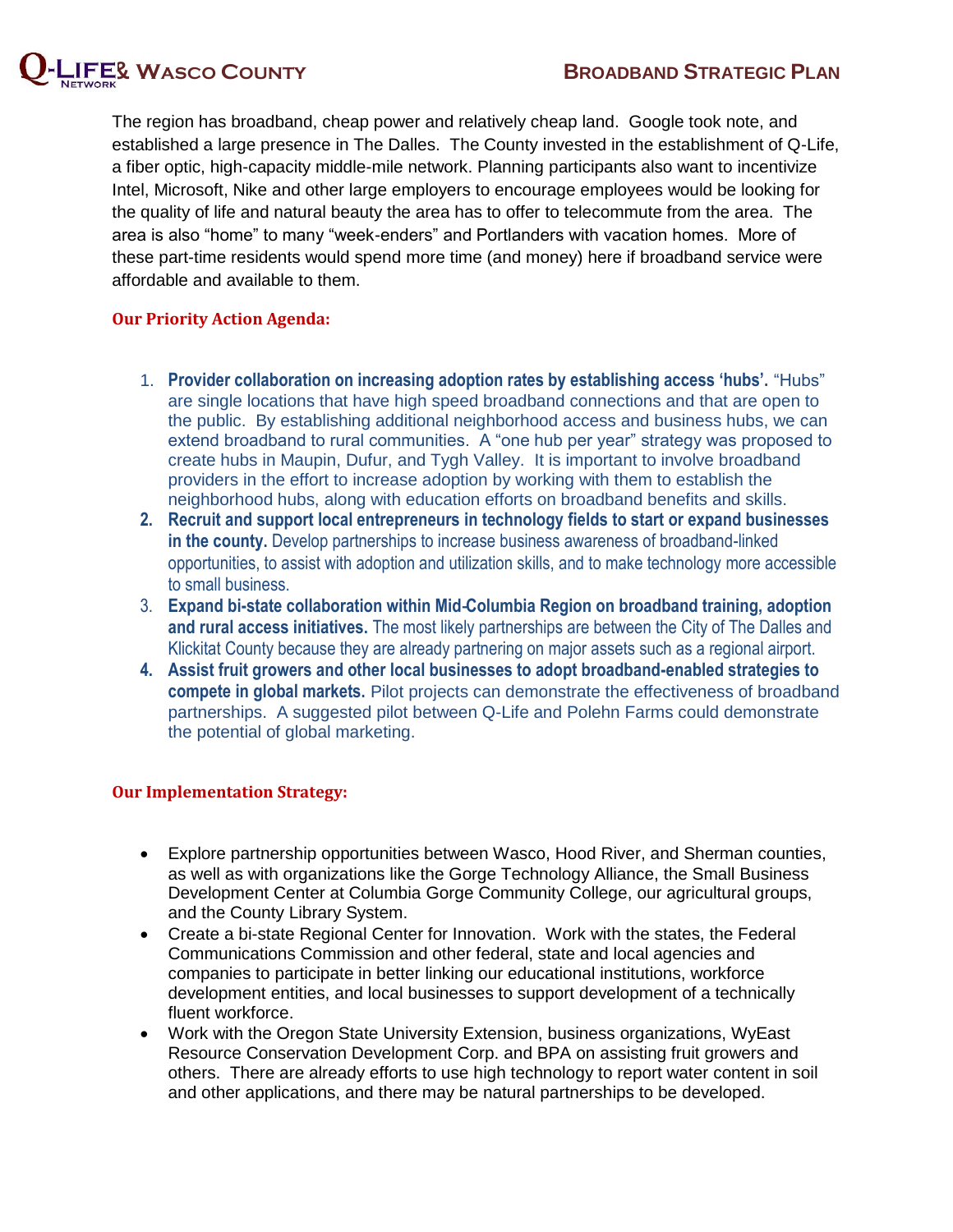The region has broadband, cheap power and relatively cheap land. Google took note, and established a large presence in The Dalles. The County invested in the establishment of Q-Life, a fiber optic, high-capacity middle-mile network. Planning participants also want to incentivize Intel, Microsoft, Nike and other large employers to encourage employees would be looking for the quality of life and natural beauty the area has to offer to telecommute from the area. The area is also "home" to many "week-enders" and Portlanders with vacation homes. More of these part-time residents would spend more time (and money) here if broadband service were affordable and available to them.

### Our Priority Action Agenda:

1. **Provider collaboration on increasing adoption rates by establishing access 'hubs'.** "Hubs" are single locations that have high speed broadband connections and that are open to the public. By establishing additional neighborhood access and business hubs, we can extend broadband to rural communities. A "one hub per year" strategy was proposed to create hubs in Maupin, Dufur, and Tygh Valley. It is important to involve broadband providers in the effort to increase adoption by working with them to establish the neighborhood hubs, along with education efforts on broadband benefits and skills.
2. **Recruit and support local entrepreneurs in technology fields to start or expand businesses in the county.** Develop partnerships to increase business awareness of broadband-linked opportunities, to assist with adoption and utilization skills, and to make technology more accessible to small business.
3. **Expand bi-state collaboration within Mid-Columbia Region on broadband training, adoption and rural access initiatives.** The most likely partnerships are between the City of The Dalles and Klickitat County because they are already partnering on major assets such as a regional airport.
4. **Assist fruit growers and other local businesses to adopt broadband-enabled strategies to compete in global markets.** Pilot projects can demonstrate the effectiveness of broadband partnerships. A suggested pilot between Q-Life and Polehn Farms could demonstrate the potential of global marketing.

### Our Implementation Strategy:

- Explore partnership opportunities between Wasco, Hood River, and Sherman counties, as well as with organizations like the Gorge Technology Alliance, the Small Business Development Center at Columbia Gorge Community College, our agricultural groups, and the County Library System.
- Create a bi-state Regional Center for Innovation. Work with the states, the Federal Communications Commission and other federal, state and local agencies and companies to participate in better linking our educational institutions, workforce development entities, and local businesses to support development of a technically fluent workforce.
- Work with the Oregon State University Extension, business organizations, WyEast Resource Conservation Development Corp. and BPA on assisting fruit growers and others. There are already efforts to use high technology to report water content in soil and other applications, and there may be natural partnerships to be developed.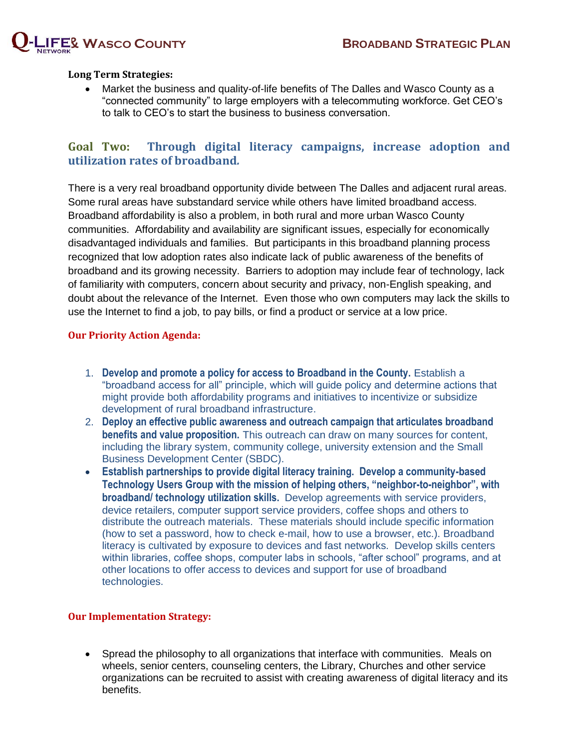**Long Term Strategies:**

- Market the business and quality-of-life benefits of The Dalles and Wasco County as a "connected community" to large employers with a telecommuting workforce. Get CEO's to talk to CEO's to start the business to business conversation.

## Goal Two: Through digital literacy campaigns, increase adoption and utilization rates of broadband.

There is a very real broadband opportunity divide between The Dalles and adjacent rural areas. Some rural areas have substandard service while others have limited broadband access. Broadband affordability is also a problem, in both rural and more urban Wasco County communities. Affordability and availability are significant issues, especially for economically disadvantaged individuals and families. But participants in this broadband planning process recognized that low adoption rates also indicate lack of public awareness of the benefits of broadband and its growing necessity. Barriers to adoption may include fear of technology, lack of familiarity with computers, concern about security and privacy, non-English speaking, and doubt about the relevance of the Internet. Even those who own computers may lack the skills to use the Internet to find a job, to pay bills, or find a product or service at a low price.

**Our Priority Action Agenda:**

1. **Develop and promote a policy for access to Broadband in the County.** Establish a "broadband access for all" principle, which will guide policy and determine actions that might provide both affordability programs and initiatives to incentivize or subsidize development of rural broadband infrastructure.
2. **Deploy an effective public awareness and outreach campaign that articulates broadband benefits and value proposition.** This outreach can draw on many sources for content, including the library system, community college, university extension and the Small Business Development Center (SBDC).

- **Establish partnerships to provide digital literacy training. Develop a community-based Technology Users Group with the mission of helping others, "neighbor-to-neighbor", with broadband/ technology utilization skills.** Develop agreements with service providers, device retailers, computer support service providers, coffee shops and others to distribute the outreach materials. These materials should include specific information (how to set a password, how to check e-mail, how to use a browser, etc.). Broadband literacy is cultivated by exposure to devices and fast networks. Develop skills centers within libraries, coffee shops, computer labs in schools, "after school" programs, and at other locations to offer access to devices and support for use of broadband technologies.

**Our Implementation Strategy:**

- Spread the philosophy to all organizations that interface with communities. Meals on wheels, senior centers, counseling centers, the Library, Churches and other service organizations can be recruited to assist with creating awareness of digital literacy and its benefits.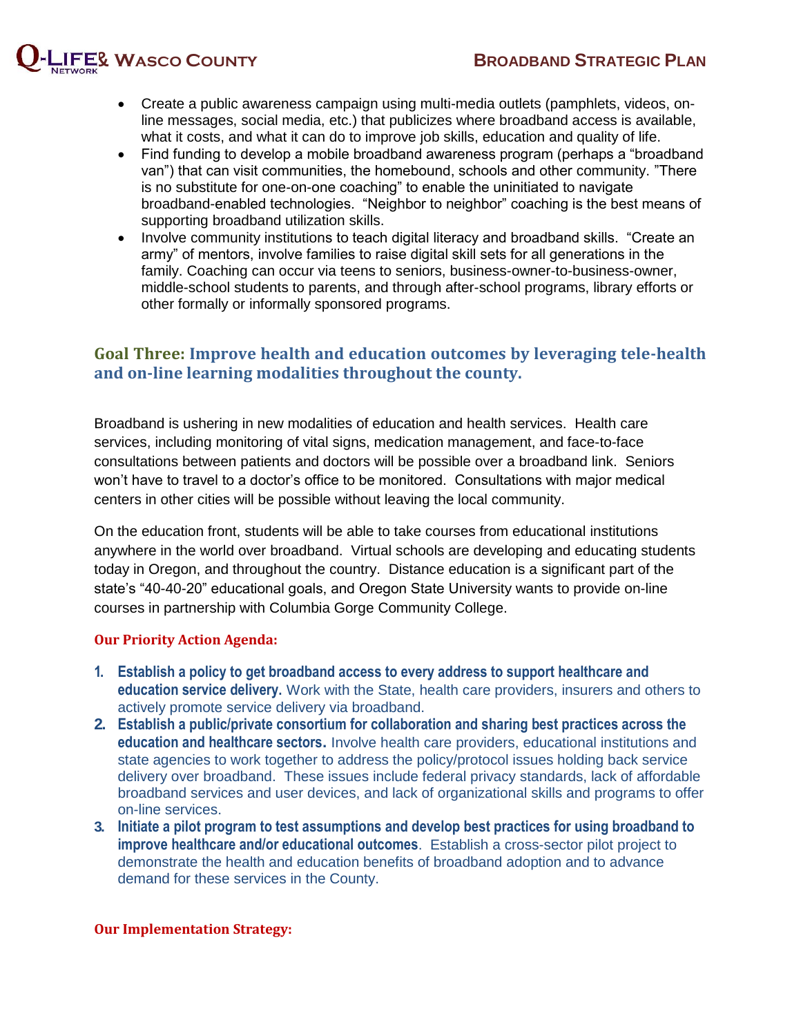- Create a public awareness campaign using multi-media outlets (pamphlets, videos, on-line messages, social media, etc.) that publicizes where broadband access is available, what it costs, and what it can do to improve job skills, education and quality of life.
- Find funding to develop a mobile broadband awareness program (perhaps a "broadband van") that can visit communities, the homebound, schools and other community. "There is no substitute for one-on-one coaching" to enable the uninitiated to navigate broadband-enabled technologies. "Neighbor to neighbor" coaching is the best means of supporting broadband utilization skills.
- Involve community institutions to teach digital literacy and broadband skills. "Create an army" of mentors, involve families to raise digital skill sets for all generations in the family. Coaching can occur via teens to seniors, business-owner-to-business-owner, middle-school students to parents, and through after-school programs, library efforts or other formally or informally sponsored programs.

## Goal Three: Improve health and education outcomes by leveraging tele-health and on-line learning modalities throughout the county.

Broadband is ushering in new modalities of education and health services. Health care services, including monitoring of vital signs, medication management, and face-to-face consultations between patients and doctors will be possible over a broadband link. Seniors won't have to travel to a doctor's office to be monitored. Consultations with major medical centers in other cities will be possible without leaving the local community.

On the education front, students will be able to take courses from educational institutions anywhere in the world over broadband. Virtual schools are developing and educating students today in Oregon, and throughout the country. Distance education is a significant part of the state's "40-40-20" educational goals, and Oregon State University wants to provide on-line courses in partnership with Columbia Gorge Community College.

**Our Priority Action Agenda:**

1. **Establish a policy to get broadband access to every address to support healthcare and education service delivery.** Work with the State, health care providers, insurers and others to actively promote service delivery via broadband.
2. **Establish a public/private consortium for collaboration and sharing best practices across the education and healthcare sectors.** Involve health care providers, educational institutions and state agencies to work together to address the policy/protocol issues holding back service delivery over broadband. These issues include federal privacy standards, lack of affordable broadband services and user devices, and lack of organizational skills and programs to offer on-line services.
3. **Initiate a pilot program to test assumptions and develop best practices for using broadband to improve healthcare and/or educational outcomes**. Establish a cross-sector pilot project to demonstrate the health and education benefits of broadband adoption and to advance demand for these services in the County.

**Our Implementation Strategy:**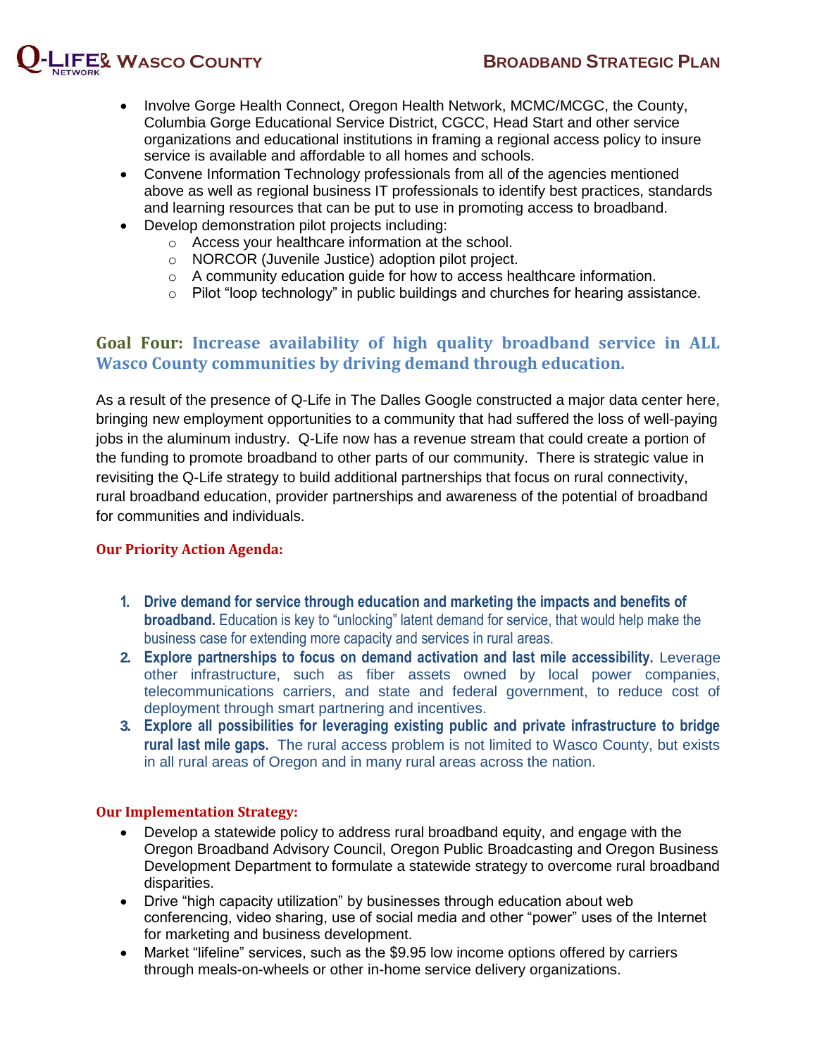- Involve Gorge Health Connect, Oregon Health Network, MCMC/MCGC, the County, Columbia Gorge Educational Service District, CGCC, Head Start and other service organizations and educational institutions in framing a regional access policy to insure service is available and affordable to all homes and schools.
- Convene Information Technology professionals from all of the agencies mentioned above as well as regional business IT professionals to identify best practices, standards and learning resources that can be put to use in promoting access to broadband.
- Develop demonstration pilot projects including:
  - Access your healthcare information at the school.
  - NORCOR (Juvenile Justice) adoption pilot project.
  - A community education guide for how to access healthcare information.
  - Pilot "loop technology" in public buildings and churches for hearing assistance.

## Goal Four: Increase availability of high quality broadband service in ALL Wasco County communities by driving demand through education.

As a result of the presence of Q-Life in The Dalles Google constructed a major data center here, bringing new employment opportunities to a community that had suffered the loss of well-paying jobs in the aluminum industry. Q-Life now has a revenue stream that could create a portion of the funding to promote broadband to other parts of our community. There is strategic value in revisiting the Q-Life strategy to build additional partnerships that focus on rural connectivity, rural broadband education, provider partnerships and awareness of the potential of broadband for communities and individuals.

### Our Priority Action Agenda:

1. **Drive demand for service through education and marketing the impacts and benefits of broadband.** Education is key to "unlocking" latent demand for service, that would help make the business case for extending more capacity and services in rural areas.
2. **Explore partnerships to focus on demand activation and last mile accessibility.** Leverage other infrastructure, such as fiber assets owned by local power companies, telecommunications carriers, and state and federal government, to reduce cost of deployment through smart partnering and incentives.
3. **Explore all possibilities for leveraging existing public and private infrastructure to bridge rural last mile gaps.** The rural access problem is not limited to Wasco County, but exists in all rural areas of Oregon and in many rural areas across the nation.

### Our Implementation Strategy:

- Develop a statewide policy to address rural broadband equity, and engage with the Oregon Broadband Advisory Council, Oregon Public Broadcasting and Oregon Business Development Department to formulate a statewide strategy to overcome rural broadband disparities.
- Drive "high capacity utilization" by businesses through education about web conferencing, video sharing, use of social media and other "power" uses of the Internet for marketing and business development.
- Market "lifeline" services, such as the $9.95 low income options offered by carriers through meals-on-wheels or other in-home service delivery organizations.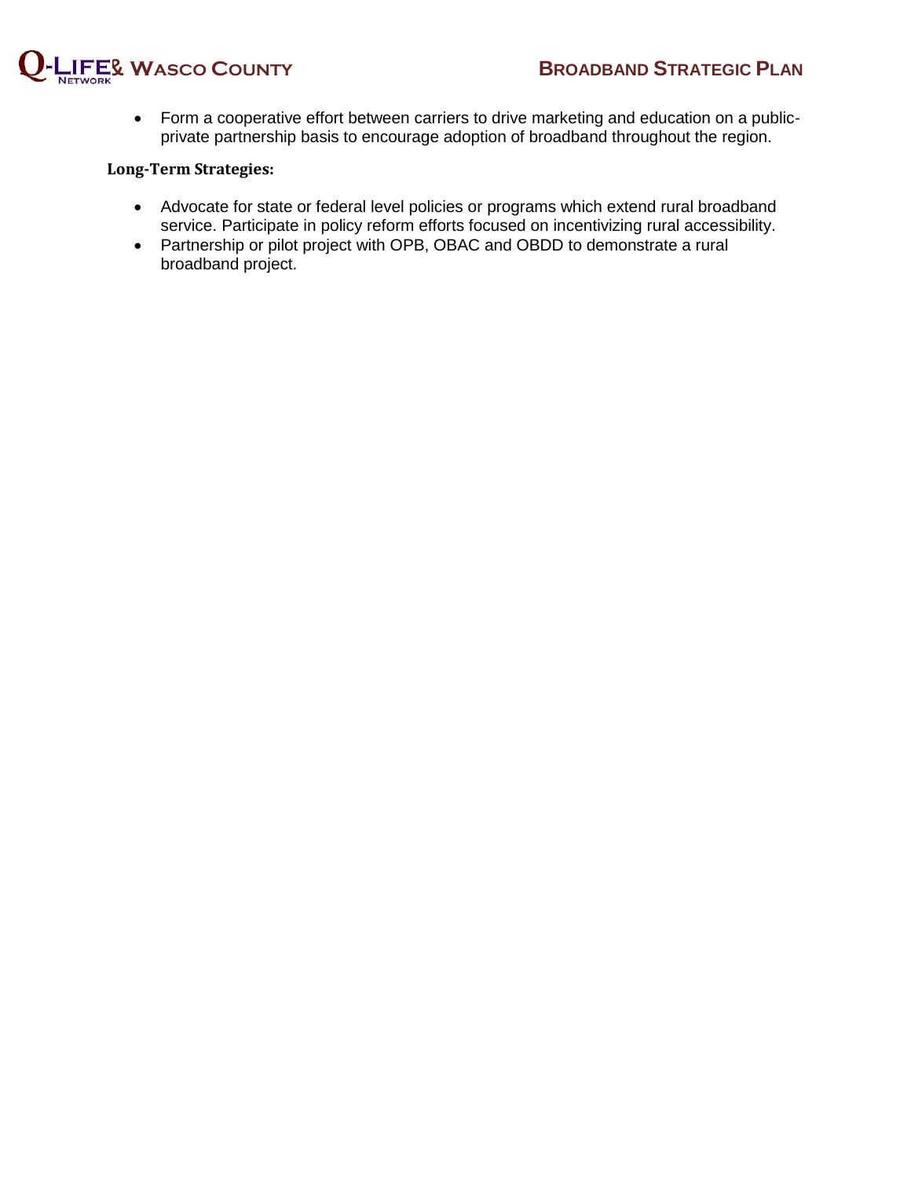- Form a cooperative effort between carriers to drive marketing and education on a public-private partnership basis to encourage adoption of broadband throughout the region.

**Long-Term Strategies:**

- Advocate for state or federal level policies or programs which extend rural broadband service. Participate in policy reform efforts focused on incentivizing rural accessibility.
- Partnership or pilot project with OPB, OBAC and OBDD to demonstrate a rural broadband project.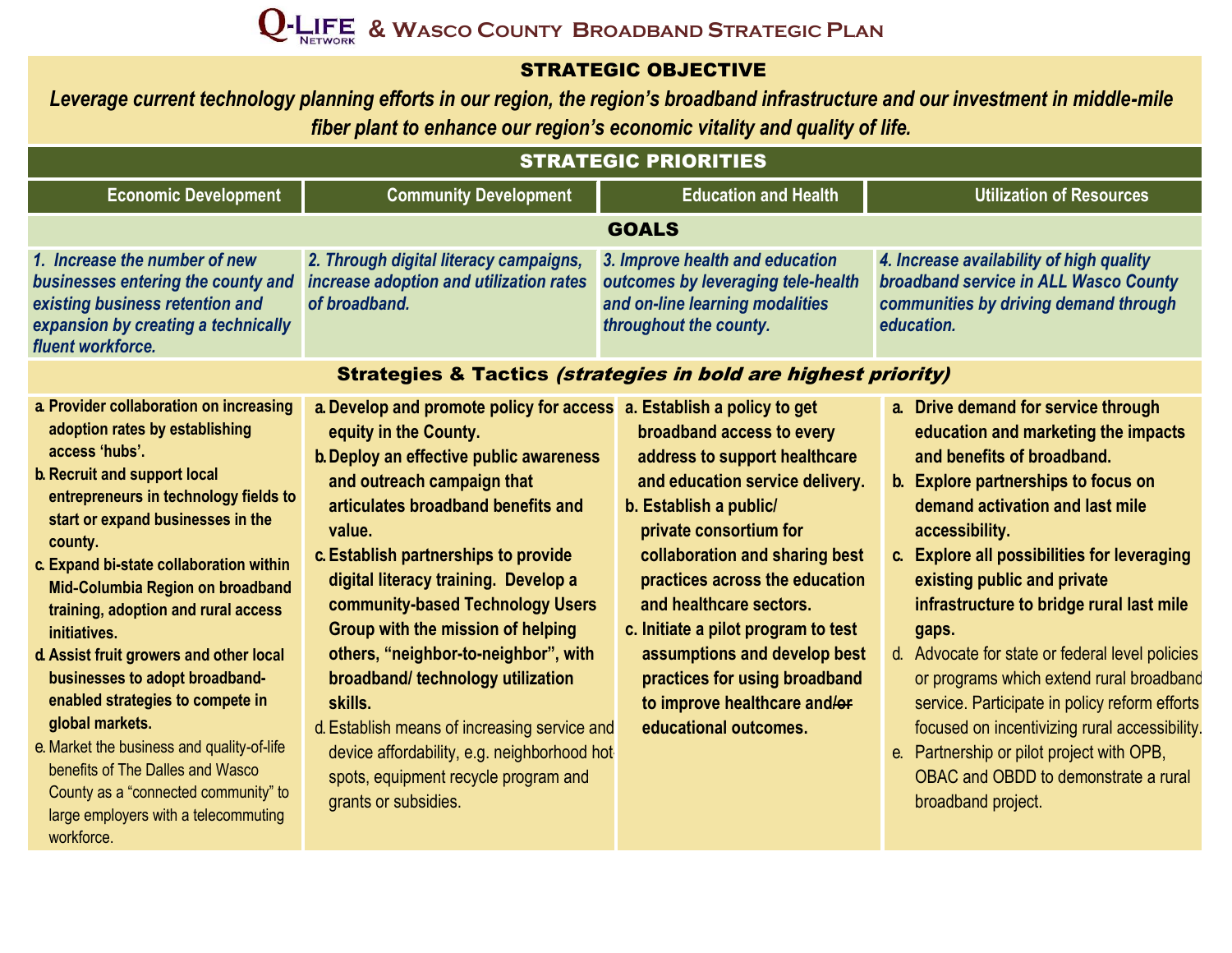# Q-LIFE Network & Wasco County Broadband Strategic Plan

## STRATEGIC OBJECTIVE

***Leverage current technology planning efforts in our region, the region's broadband infrastructure and our investment in middle-mile fiber plant to enhance our region's economic vitality and quality of life.***

## STRATEGIC PRIORITIES

| Economic Development | Community Development | Education and Health | Utilization of Resources |
|---|---|---|---|
| **GOALS** | | | |
| ***1. Increase the number of new businesses entering the county and existing business retention and expansion by creating a technically fluent workforce.*** | ***2. Through digital literacy campaigns, increase adoption and utilization rates of broadband.*** | ***3. Improve health and education outcomes by leveraging tele-health and on-line learning modalities throughout the county.*** | ***4. Increase availability of high quality broadband service in ALL Wasco County communities by driving demand through education.*** |
| **Strategies & Tactics** ***(strategies in bold are highest priority)*** | | | |
| a. **Provider collaboration on increasing adoption rates by establishing access 'hubs'.**<br>b. **Recruit and support local entrepreneurs in technology fields to start or expand businesses in the county.**<br>c. **Expand bi-state collaboration within Mid-Columbia Region on broadband training, adoption and rural access initiatives.**<br>d. **Assist fruit growers and other local businesses to adopt broadband-enabled strategies to compete in global markets.**<br>e. Market the business and quality-of-life benefits of The Dalles and Wasco County as a "connected community" to large employers with a telecommuting workforce. | a. **Develop and promote policy for access equity in the County.**<br>b. **Deploy an effective public awareness and outreach campaign that articulates broadband benefits and value.**<br>c. **Establish partnerships to provide digital literacy training. Develop a community-based Technology Users Group with the mission of helping others, "neighbor-to-neighbor", with broadband/ technology utilization skills.**<br>d. Establish means of increasing service and device affordability, e.g. neighborhood hot-spots, equipment recycle program and grants or subsidies. | a. **Establish a policy to get broadband access to every address to support healthcare and education service delivery.**<br>b. **Establish a public/ private consortium for collaboration and sharing best practices across the education and healthcare sectors.**<br>c. **Initiate a pilot program to test assumptions and develop best practices for using broadband to improve healthcare and/~~or~~ educational outcomes.** | a. **Drive demand for service through education and marketing the impacts and benefits of broadband.**<br>b. **Explore partnerships to focus on demand activation and last mile accessibility.**<br>c. **Explore all possibilities for leveraging existing public and private infrastructure to bridge rural last mile gaps.**<br>d. Advocate for state or federal level policies or programs which extend rural broadband service. Participate in policy reform efforts focused on incentivizing rural accessibility.<br>e. Partnership or pilot project with OPB, OBAC and OBDD to demonstrate a rural broadband project. |